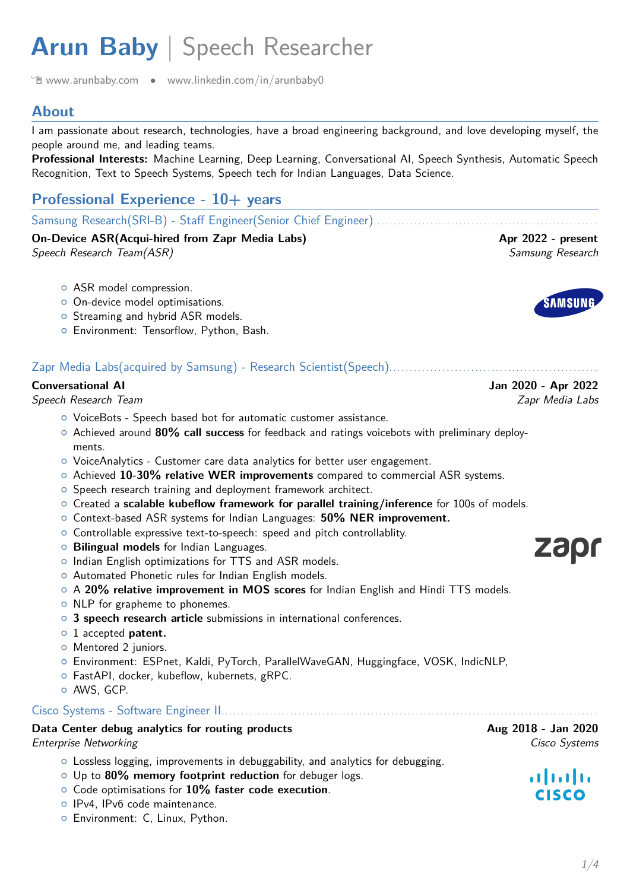# Arun Baby | Speech Researcher

www.arunbaby.com • www.linkedin.com/in/arunbaby0

## About

I am passionate about research, technologies, have a broad engineering background, and love developing myself, the people around me, and leading teams.

**Professional Interests:** Machine Learning, Deep Learning, Conversational AI, Speech Synthesis, Automatic Speech Recognition, Text to Speech Systems, Speech tech for Indian Languages, Data Science.

## Professional Experience - 10+ years

### Samsung Research(SRI-B) - Staff Engineer(Senior Chief Engineer)

**On-Device ASR(Acqui-hired from Zapr Media Labs)** — **Apr 2022 - present**
*Speech Research Team(ASR)* — *Samsung Research*

- ASR model compression.
- On-device model optimisations.
- Streaming and hybrid ASR models.
- Environment: Tensorflow, Python, Bash.

### Zapr Media Labs(acquired by Samsung) - Research Scientist(Speech)

**Conversational AI** — **Jan 2020 - Apr 2022**
*Speech Research Team* — *Zapr Media Labs*

- VoiceBots - Speech based bot for automatic customer assistance.
- Achieved around **80% call success** for feedback and ratings voicebots with preliminary deployments.
- VoiceAnalytics - Customer care data analytics for better user engagement.
- Achieved **10-30% relative WER improvements** compared to commercial ASR systems.
- Speech research training and deployment framework architect.
- Created a **scalable kubeflow framework for parallel training/inference** for 100s of models.
- Context-based ASR systems for Indian Languages: **50% NER improvement.**
- Controllable expressive text-to-speech: speed and pitch controllablity.
- **Bilingual models** for Indian Languages.
- Indian English optimizations for TTS and ASR models.
- Automated Phonetic rules for Indian English models.
- A **20% relative improvement in MOS scores** for Indian English and Hindi TTS models.
- NLP for grapheme to phonemes.
- **3 speech research article** submissions in international conferences.
- 1 accepted **patent.**
- Mentored 2 juniors.
- Environment: ESPnet, Kaldi, PyTorch, ParallelWaveGAN, Huggingface, VOSK, IndicNLP,
- FastAPI, docker, kubeflow, kubernets, gRPC.
- AWS, GCP.

### Cisco Systems - Software Engineer II

**Data Center debug analytics for routing products** — **Aug 2018 - Jan 2020**
*Enterprise Networking* — *Cisco Systems*

- Lossless logging, improvements in debuggability, and analytics for debugging.
- Up to **80% memory footprint reduction** for debuger logs.
- Code optimisations for **10% faster code execution**.
- IPv4, IPv6 code maintenance.
- Environment: C, Linux, Python.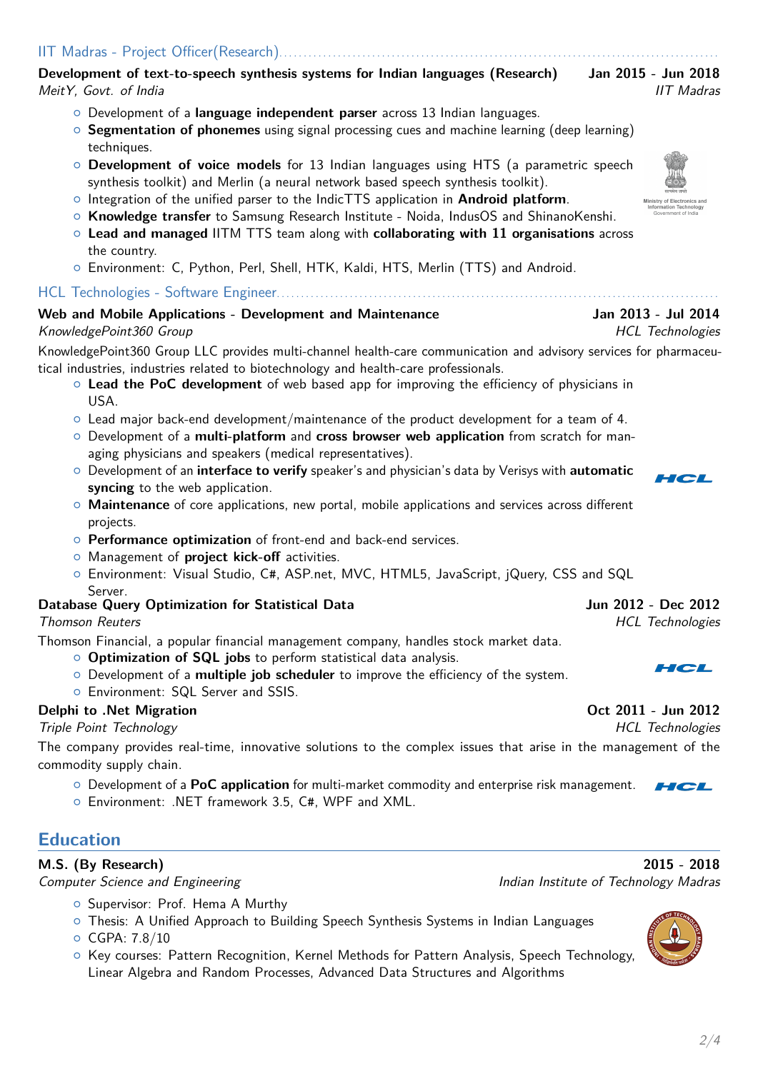### IIT Madras - Project Officer(Research)

**Development of text-to-speech synthesis systems for Indian languages (Research)** **Jan 2015 - Jun 2018**
*MeitY, Govt. of India* *IIT Madras*

- Development of a **language independent parser** across 13 Indian languages.
- **Segmentation of phonemes** using signal processing cues and machine learning (deep learning) techniques.
- **Development of voice models** for 13 Indian languages using HTS (a parametric speech synthesis toolkit) and Merlin (a neural network based speech synthesis toolkit).
- Integration of the unified parser to the IndicTTS application in **Android platform**.
- **Knowledge transfer** to Samsung Research Institute - Noida, IndusOS and ShinanoKenshi.
- **Lead and managed** IITM TTS team along with **collaborating with 11 organisations** across the country.
- Environment: C, Python, Perl, Shell, HTK, Kaldi, HTS, Merlin (TTS) and Android.

### HCL Technologies - Software Engineer

**Web and Mobile Applications - Development and Maintenance** **Jan 2013 - Jul 2014**
*KnowledgePoint360 Group* *HCL Technologies*

KnowledgePoint360 Group LLC provides multi-channel health-care communication and advisory services for pharmaceutical industries, industries related to biotechnology and health-care professionals.

- **Lead the PoC development** of web based app for improving the efficiency of physicians in USA.
- Lead major back-end development/maintenance of the product development for a team of 4.
- Development of a **multi-platform** and **cross browser web application** from scratch for managing physicians and speakers (medical representatives).
- Development of an **interface to verify** speaker's and physician's data by Verisys with **automatic syncing** to the web application.
- **Maintenance** of core applications, new portal, mobile applications and services across different projects.
- **Performance optimization** of front-end and back-end services.
- Management of **project kick-off** activities.
- Environment: Visual Studio, C#, ASP.net, MVC, HTML5, JavaScript, jQuery, CSS and SQL Server.

**Database Query Optimization for Statistical Data** **Jun 2012 - Dec 2012**
*Thomson Reuters* *HCL Technologies*

Thomson Financial, a popular financial management company, handles stock market data.

- **Optimization of SQL jobs** to perform statistical data analysis.
- Development of a **multiple job scheduler** to improve the efficiency of the system.
- Environment: SQL Server and SSIS.

**Delphi to .Net Migration** **Oct 2011 - Jun 2012**
*Triple Point Technology* *HCL Technologies*

The company provides real-time, innovative solutions to the complex issues that arise in the management of the commodity supply chain.

- Development of a **PoC application** for multi-market commodity and enterprise risk management.
- Environment: .NET framework 3.5, C#, WPF and XML.

## Education

**M.S. (By Research)** **2015 - 2018**
*Computer Science and Engineering* *Indian Institute of Technology Madras*

- Supervisor: Prof. Hema A Murthy
- Thesis: A Unified Approach to Building Speech Synthesis Systems in Indian Languages
- CGPA: 7.8/10
- Key courses: Pattern Recognition, Kernel Methods for Pattern Analysis, Speech Technology, Linear Algebra and Random Processes, Advanced Data Structures and Algorithms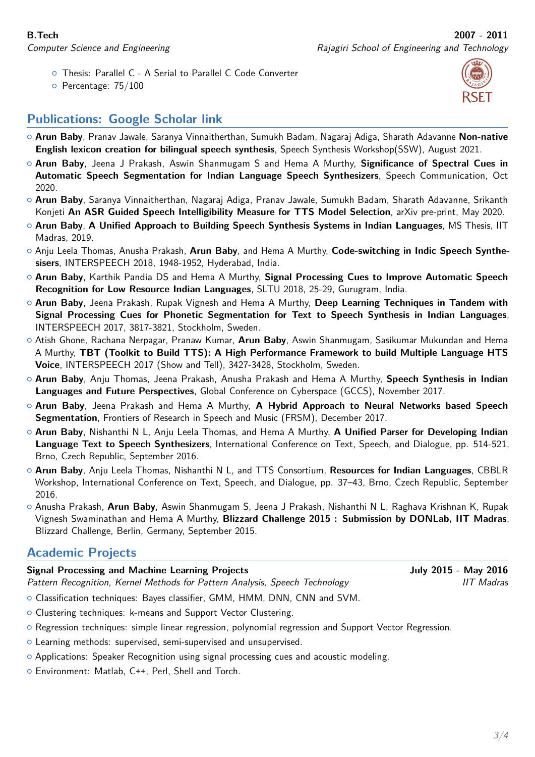**B.Tech** **2007 - 2011**
*Computer Science and Engineering* *Rajagiri School of Engineering and Technology*

- Thesis: Parallel C - A Serial to Parallel C Code Converter
- Percentage: 75/100

## Publications: Google Scholar link

- **Arun Baby**, Pranav Jawale, Saranya Vinnaitherthan, Sumukh Badam, Nagaraj Adiga, Sharath Adavanne **Non-native English lexicon creation for bilingual speech synthesis**, Speech Synthesis Workshop(SSW), August 2021.
- **Arun Baby**, Jeena J Prakash, Aswin Shanmugam S and Hema A Murthy, **Significance of Spectral Cues in Automatic Speech Segmentation for Indian Language Speech Synthesizers**, Speech Communication, Oct 2020.
- **Arun Baby**, Saranya Vinnaitherthan, Nagaraj Adiga, Pranav Jawale, Sumukh Badam, Sharath Adavanne, Srikanth Konjeti **An ASR Guided Speech Intelligibility Measure for TTS Model Selection**, arXiv pre-print, May 2020.
- **Arun Baby**, **A Unified Approach to Building Speech Synthesis Systems in Indian Languages**, MS Thesis, IIT Madras, 2019.
- Anju Leela Thomas, Anusha Prakash, **Arun Baby**, and Hema A Murthy, **Code-switching in Indic Speech Synthesisers**, INTERSPEECH 2018, 1948-1952, Hyderabad, India.
- **Arun Baby**, Karthik Pandia DS and Hema A Murthy, **Signal Processing Cues to Improve Automatic Speech Recognition for Low Resource Indian Languages**, SLTU 2018, 25-29, Gurugram, India.
- **Arun Baby**, Jeena Prakash, Rupak Vignesh and Hema A Murthy, **Deep Learning Techniques in Tandem with Signal Processing Cues for Phonetic Segmentation for Text to Speech Synthesis in Indian Languages**, INTERSPEECH 2017, 3817-3821, Stockholm, Sweden.
- Atish Ghone, Rachana Nerpagar, Pranaw Kumar, **Arun Baby**, Aswin Shanmugam, Sasikumar Mukundan and Hema A Murthy, **TBT (Toolkit to Build TTS): A High Performance Framework to build Multiple Language HTS Voice**, INTERSPEECH 2017 (Show and Tell), 3427-3428, Stockholm, Sweden.
- **Arun Baby**, Anju Thomas, Jeena Prakash, Anusha Prakash and Hema A Murthy, **Speech Synthesis in Indian Languages and Future Perspectives**, Global Conference on Cyberspace (GCCS), November 2017.
- **Arun Baby**, Jeena Prakash and Hema A Murthy, **A Hybrid Approach to Neural Networks based Speech Segmentation**, Frontiers of Research in Speech and Music (FRSM), December 2017.
- **Arun Baby**, Nishanthi N L, Anju Leela Thomas, and Hema A Murthy, **A Unified Parser for Developing Indian Language Text to Speech Synthesizers**, International Conference on Text, Speech, and Dialogue, pp. 514-521, Brno, Czech Republic, September 2016.
- **Arun Baby**, Anju Leela Thomas, Nishanthi N L, and TTS Consortium, **Resources for Indian Languages**, CBBLR Workshop, International Conference on Text, Speech, and Dialogue, pp. 37–43, Brno, Czech Republic, September 2016.
- Anusha Prakash, **Arun Baby**, Aswin Shanmugam S, Jeena J Prakash, Nishanthi N L, Raghava Krishnan K, Rupak Vignesh Swaminathan and Hema A Murthy, **Blizzard Challenge 2015 : Submission by DONLab, IIT Madras**, Blizzard Challenge, Berlin, Germany, September 2015.

## Academic Projects

**Signal Processing and Machine Learning Projects** **July 2015 - May 2016**
*Pattern Recognition, Kernel Methods for Pattern Analysis, Speech Technology* *IIT Madras*

- Classification techniques: Bayes classifier, GMM, HMM, DNN, CNN and SVM.
- Clustering techniques: k-means and Support Vector Clustering.
- Regression techniques: simple linear regression, polynomial regression and Support Vector Regression.
- Learning methods: supervised, semi-supervised and unsupervised.
- Applications: Speaker Recognition using signal processing cues and acoustic modeling.
- Environment: Matlab, C++, Perl, Shell and Torch.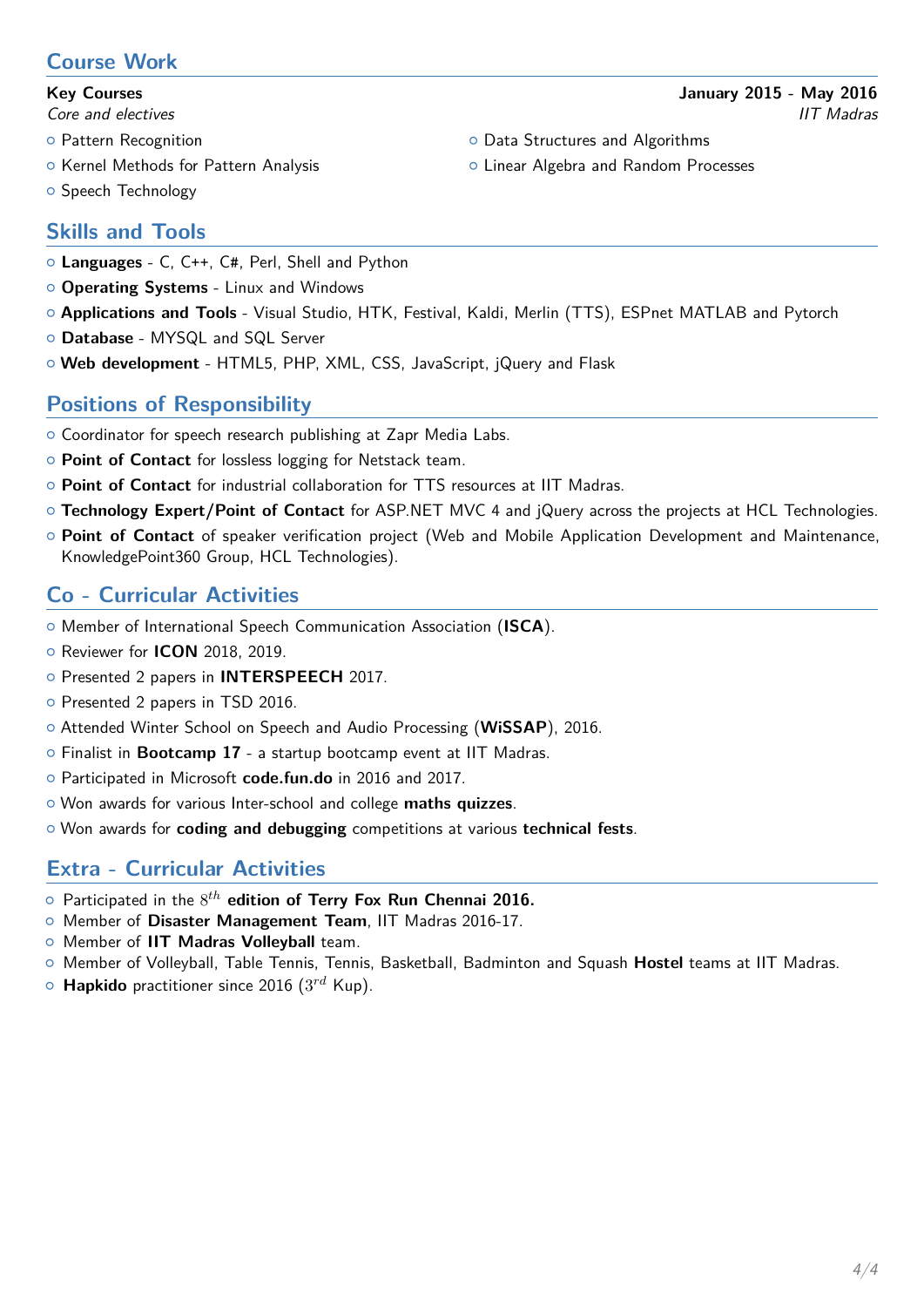## Course Work

**Key Courses** **January 2015 - May 2016**
*Core and electives* *IIT Madras*

- Pattern Recognition
- Kernel Methods for Pattern Analysis
- Speech Technology
- Data Structures and Algorithms
- Linear Algebra and Random Processes

## Skills and Tools

- **Languages** - C, C++, C#, Perl, Shell and Python
- **Operating Systems** - Linux and Windows
- **Applications and Tools** - Visual Studio, HTK, Festival, Kaldi, Merlin (TTS), ESPnet MATLAB and Pytorch
- **Database** - MYSQL and SQL Server
- **Web development** - HTML5, PHP, XML, CSS, JavaScript, jQuery and Flask

## Positions of Responsibility

- Coordinator for speech research publishing at Zapr Media Labs.
- **Point of Contact** for lossless logging for Netstack team.
- **Point of Contact** for industrial collaboration for TTS resources at IIT Madras.
- **Technology Expert/Point of Contact** for ASP.NET MVC 4 and jQuery across the projects at HCL Technologies.
- **Point of Contact** of speaker verification project (Web and Mobile Application Development and Maintenance, KnowledgePoint360 Group, HCL Technologies).

## Co - Curricular Activities

- Member of International Speech Communication Association (**ISCA**).
- Reviewer for **ICON** 2018, 2019.
- Presented 2 papers in **INTERSPEECH** 2017.
- Presented 2 papers in TSD 2016.
- Attended Winter School on Speech and Audio Processing (**WiSSAP**), 2016.
- Finalist in **Bootcamp 17** - a startup bootcamp event at IIT Madras.
- Participated in Microsoft **code.fun.do** in 2016 and 2017.
- Won awards for various Inter-school and college **maths quizzes**.
- Won awards for **coding and debugging** competitions at various **technical fests**.

## Extra - Curricular Activities

- Participated in the $8^{th}$ **edition of Terry Fox Run Chennai 2016.**
- Member of **Disaster Management Team**, IIT Madras 2016-17.
- Member of **IIT Madras Volleyball** team.
- Member of Volleyball, Table Tennis, Tennis, Basketball, Badminton and Squash **Hostel** teams at IIT Madras.
- **Hapkido** practitioner since 2016 ($3^{rd}$ Kup).